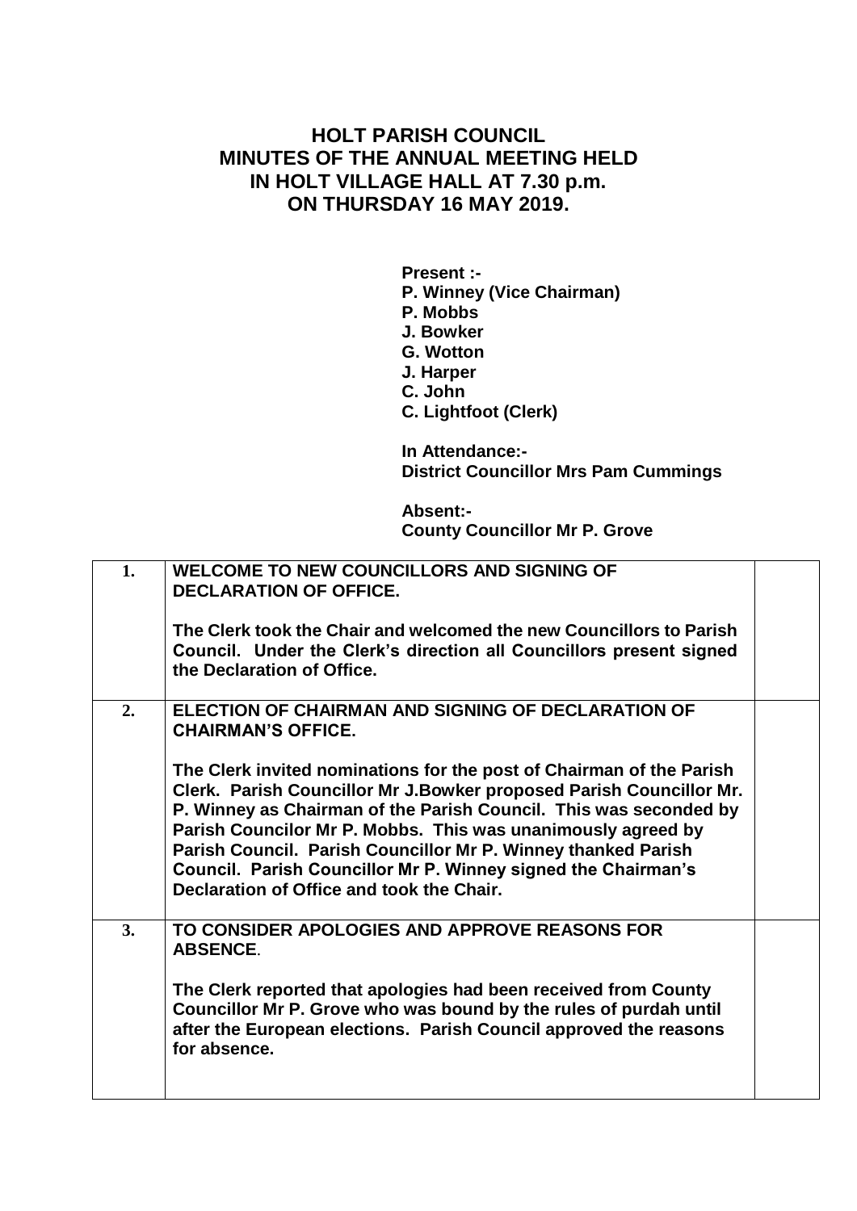# HOLT PARISH COUNCIL
# MINUTES OF THE ANNUAL MEETING HELD IN HOLT VILLAGE HALL AT 7.30 p.m. ON THURSDAY 16 MAY 2019.

**Present :-**
**P. Winney (Vice Chairman)**
**P. Mobbs**
**J. Bowker**
**G. Wotton**
**J. Harper**
**C. John**
**C. Lightfoot (Clerk)**

**In Attendance:-**
**District Councillor Mrs Pam Cummings**

**Absent:-**
**County Councillor Mr P. Grove**

| | | |
|---|---|---|
| **1.** | **WELCOME TO NEW COUNCILLORS AND SIGNING OF DECLARATION OF OFFICE.**<br><br>**The Clerk took the Chair and welcomed the new Councillors to Parish Council. Under the Clerk's direction all Councillors present signed the Declaration of Office.** | |
| **2.** | **ELECTION OF CHAIRMAN AND SIGNING OF DECLARATION OF CHAIRMAN'S OFFICE.**<br><br>**The Clerk invited nominations for the post of Chairman of the Parish Clerk. Parish Councillor Mr J.Bowker proposed Parish Councillor Mr. P. Winney as Chairman of the Parish Council. This was seconded by Parish Councilor Mr P. Mobbs. This was unanimously agreed by Parish Council. Parish Councillor Mr P. Winney thanked Parish Council. Parish Councillor Mr P. Winney signed the Chairman's Declaration of Office and took the Chair.** | |
| **3.** | **TO CONSIDER APOLOGIES AND APPROVE REASONS FOR ABSENCE.**<br><br>**The Clerk reported that apologies had been received from County Councillor Mr P. Grove who was bound by the rules of purdah until after the European elections. Parish Council approved the reasons for absence.** | |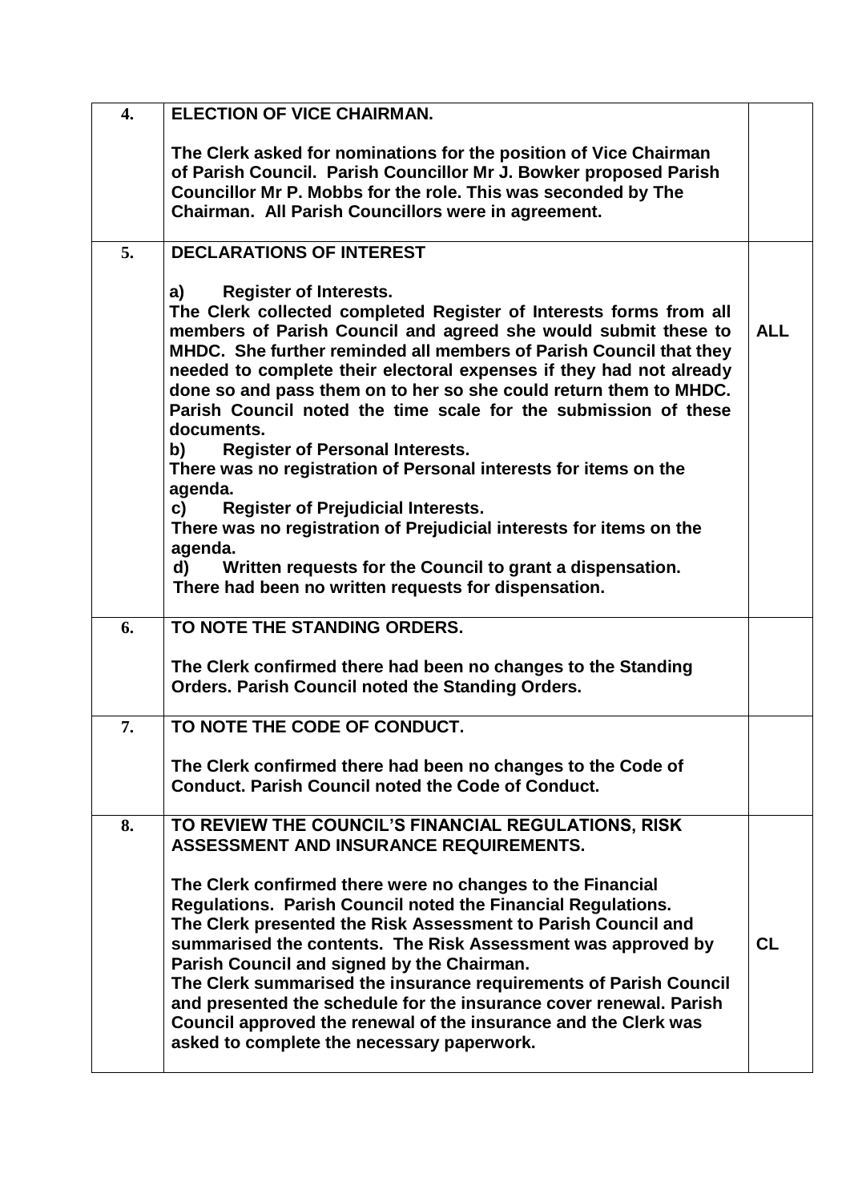| | | |
|---|---|---|
| **4.** | **ELECTION OF VICE CHAIRMAN.**<br><br>**The Clerk asked for nominations for the position of Vice Chairman of Parish Council. Parish Councillor Mr J. Bowker proposed Parish Councillor Mr P. Mobbs for the role. This was seconded by The Chairman. All Parish Councillors were in agreement.** | |
| **5.** | **DECLARATIONS OF INTEREST**<br><br>**a) Register of Interests.**<br>**The Clerk collected completed Register of Interests forms from all members of Parish Council and agreed she would submit these to MHDC. She further reminded all members of Parish Council that they needed to complete their electoral expenses if they had not already done so and pass them on to her so she could return them to MHDC. Parish Council noted the time scale for the submission of these documents.**<br>**b) Register of Personal Interests.**<br>**There was no registration of Personal interests for items on the agenda.**<br>**c) Register of Prejudicial Interests.**<br>**There was no registration of Prejudicial interests for items on the agenda.**<br>**d) Written requests for the Council to grant a dispensation.**<br>**There had been no written requests for dispensation.** | **ALL** |
| **6.** | **TO NOTE THE STANDING ORDERS.**<br><br>**The Clerk confirmed there had been no changes to the Standing Orders. Parish Council noted the Standing Orders.** | |
| **7.** | **TO NOTE THE CODE OF CONDUCT.**<br><br>**The Clerk confirmed there had been no changes to the Code of Conduct. Parish Council noted the Code of Conduct.** | |
| **8.** | **TO REVIEW THE COUNCIL'S FINANCIAL REGULATIONS, RISK ASSESSMENT AND INSURANCE REQUIREMENTS.**<br><br>**The Clerk confirmed there were no changes to the Financial Regulations. Parish Council noted the Financial Regulations.**<br>**The Clerk presented the Risk Assessment to Parish Council and summarised the contents. The Risk Assessment was approved by Parish Council and signed by the Chairman.**<br>**The Clerk summarised the insurance requirements of Parish Council and presented the schedule for the insurance cover renewal. Parish Council approved the renewal of the insurance and the Clerk was asked to complete the necessary paperwork.** | **CL** |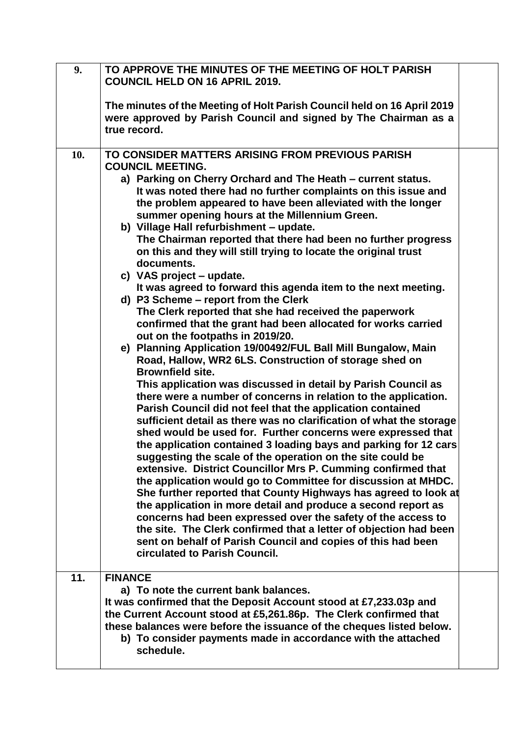| | | |
|---|---|---|
| **9.** | **TO APPROVE THE MINUTES OF THE MEETING OF HOLT PARISH COUNCIL HELD ON 16 APRIL 2019.**<br><br>**The minutes of the Meeting of Holt Parish Council held on 16 April 2019 were approved by Parish Council and signed by The Chairman as a true record.** | |
| **10.** | **TO CONSIDER MATTERS ARISING FROM PREVIOUS PARISH COUNCIL MEETING.**<br>**a) Parking on Cherry Orchard and The Heath – current status.**<br>**It was noted there had no further complaints on this issue and the problem appeared to have been alleviated with the longer summer opening hours at the Millennium Green.**<br>**b) Village Hall refurbishment – update.**<br>**The Chairman reported that there had been no further progress on this and they will still trying to locate the original trust documents.**<br>**c) VAS project – update.**<br>**It was agreed to forward this agenda item to the next meeting.**<br>**d) P3 Scheme – report from the Clerk**<br>**The Clerk reported that she had received the paperwork confirmed that the grant had been allocated for works carried out on the footpaths in 2019/20.**<br>**e) Planning Application 19/00492/FUL Ball Mill Bungalow, Main Road, Hallow, WR2 6LS. Construction of storage shed on Brownfield site.**<br>**This application was discussed in detail by Parish Council as there were a number of concerns in relation to the application. Parish Council did not feel that the application contained sufficient detail as there was no clarification of what the storage shed would be used for. Further concerns were expressed that the application contained 3 loading bays and parking for 12 cars suggesting the scale of the operation on the site could be extensive. District Councillor Mrs P. Cumming confirmed that the application would go to Committee for discussion at MHDC. She further reported that County Highways has agreed to look at the application in more detail and produce a second report as concerns had been expressed over the safety of the access to the site. The Clerk confirmed that a letter of objection had been sent on behalf of Parish Council and copies of this had been circulated to Parish Council.** | |
| **11.** | **FINANCE**<br>**a) To note the current bank balances.**<br>**It was confirmed that the Deposit Account stood at £7,233.03p and the Current Account stood at £5,261.86p. The Clerk confirmed that these balances were before the issuance of the cheques listed below.**<br>**b) To consider payments made in accordance with the attached schedule.** | |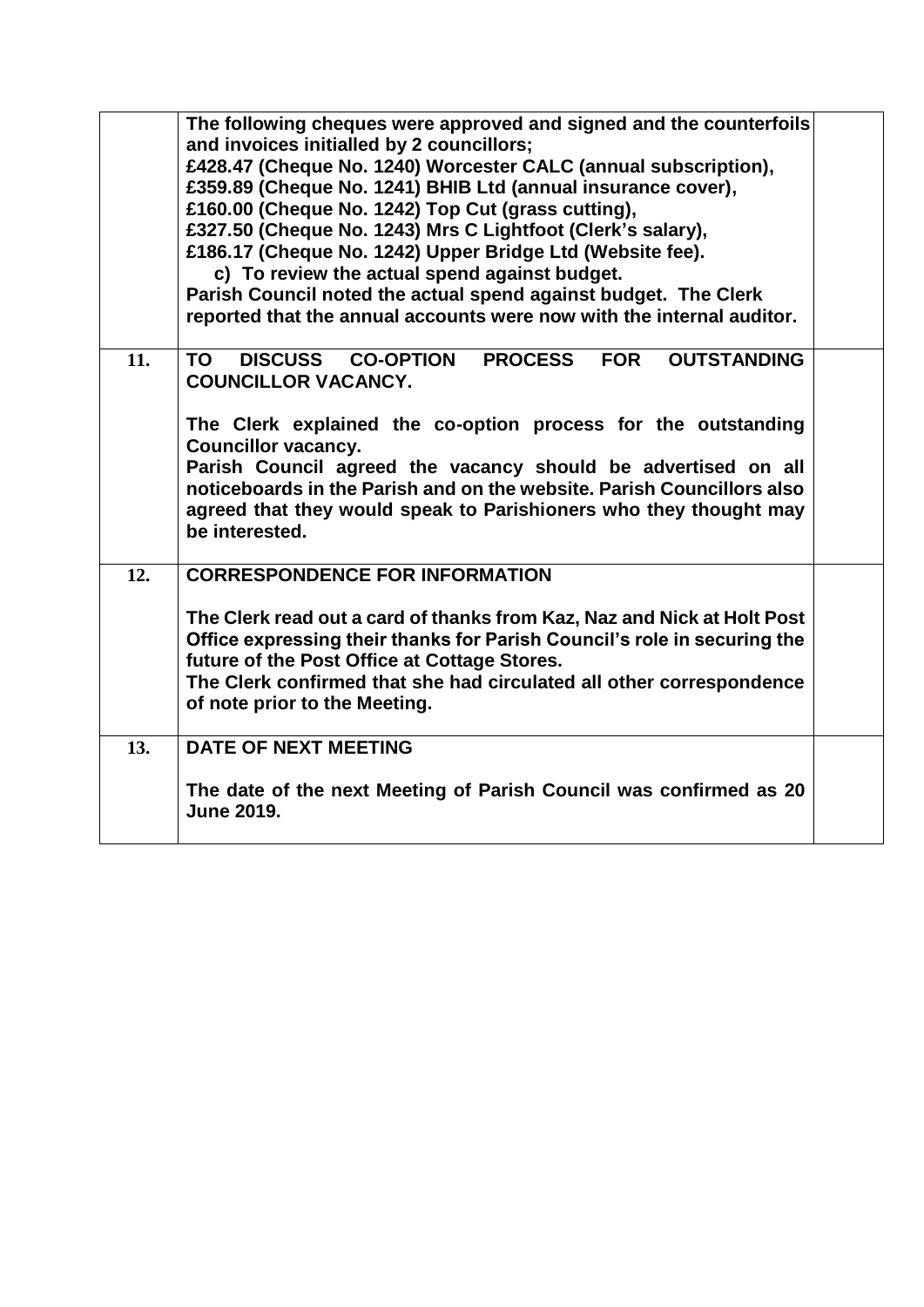| | | |
|---|---|---|
| | **The following cheques were approved and signed and the counterfoils and invoices initialled by 2 councillors;**<br>**£428.47 (Cheque No. 1240) Worcester CALC (annual subscription),**<br>**£359.89 (Cheque No. 1241) BHIB Ltd (annual insurance cover),**<br>**£160.00 (Cheque No. 1242) Top Cut (grass cutting),**<br>**£327.50 (Cheque No. 1243) Mrs C Lightfoot (Clerk's salary),**<br>**£186.17 (Cheque No. 1242) Upper Bridge Ltd (Website fee).**<br>**c) To review the actual spend against budget.**<br>**Parish Council noted the actual spend against budget. The Clerk reported that the annual accounts were now with the internal auditor.** | |
| **11.** | **TO DISCUSS CO-OPTION PROCESS FOR OUTSTANDING COUNCILLOR VACANCY.**<br><br>**The Clerk explained the co-option process for the outstanding Councillor vacancy.**<br>**Parish Council agreed the vacancy should be advertised on all noticeboards in the Parish and on the website. Parish Councillors also agreed that they would speak to Parishioners who they thought may be interested.** | |
| **12.** | **CORRESPONDENCE FOR INFORMATION**<br><br>**The Clerk read out a card of thanks from Kaz, Naz and Nick at Holt Post Office expressing their thanks for Parish Council's role in securing the future of the Post Office at Cottage Stores.**<br>**The Clerk confirmed that she had circulated all other correspondence of note prior to the Meeting.** | |
| **13.** | **DATE OF NEXT MEETING**<br><br>**The date of the next Meeting of Parish Council was confirmed as 20 June 2019.** | |